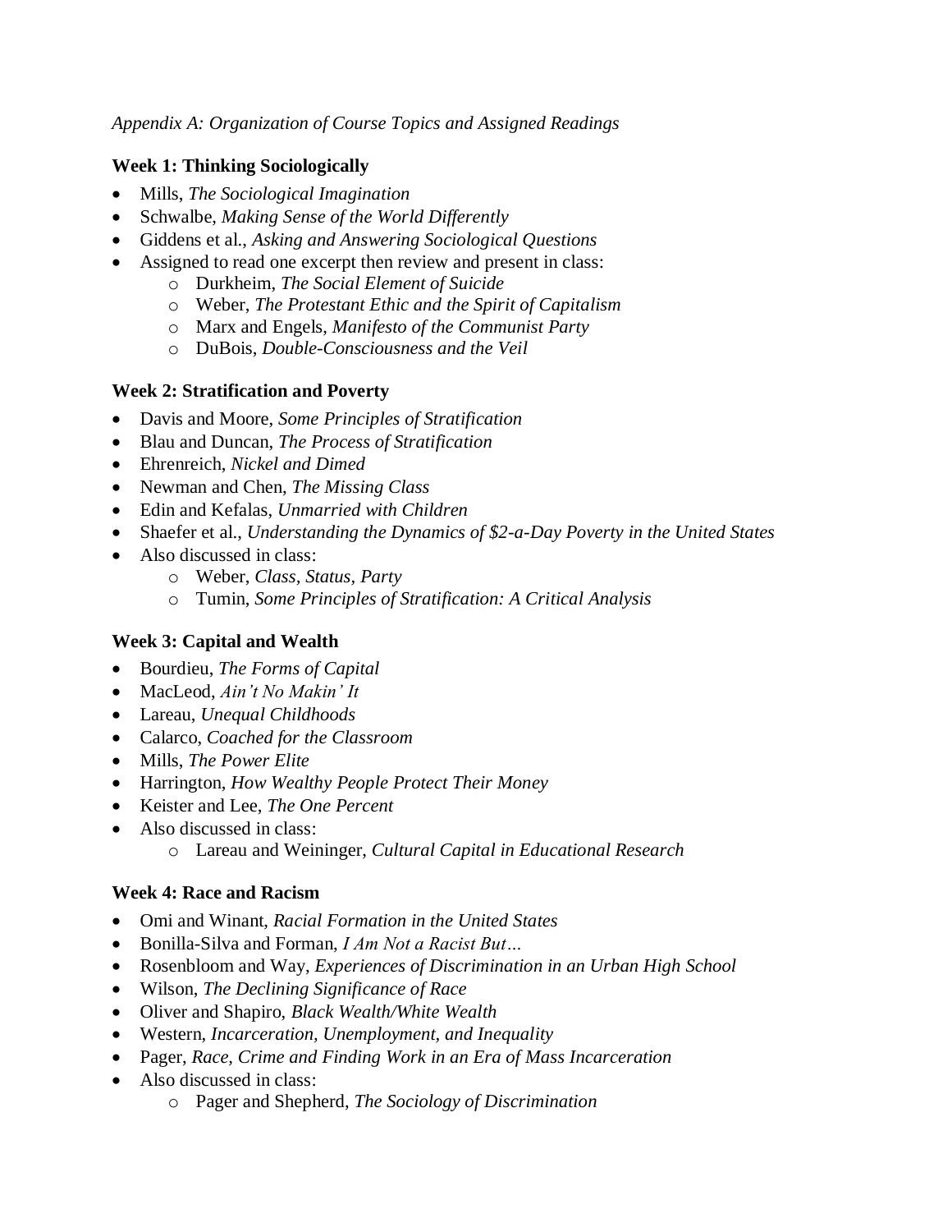*Appendix A: Organization of Course Topics and Assigned Readings*

**Week 1: Thinking Sociologically**

- Mills, *The Sociological Imagination*
- Schwalbe, *Making Sense of the World Differently*
- Giddens et al., *Asking and Answering Sociological Questions*
- Assigned to read one excerpt then review and present in class:
  - Durkheim, *The Social Element of Suicide*
  - Weber, *The Protestant Ethic and the Spirit of Capitalism*
  - Marx and Engels, *Manifesto of the Communist Party*
  - DuBois, *Double-Consciousness and the Veil*

**Week 2: Stratification and Poverty**

- Davis and Moore, *Some Principles of Stratification*
- Blau and Duncan, *The Process of Stratification*
- Ehrenreich, *Nickel and Dimed*
- Newman and Chen, *The Missing Class*
- Edin and Kefalas, *Unmarried with Children*
- Shaefer et al., *Understanding the Dynamics of $2-a-Day Poverty in the United States*
- Also discussed in class:
  - Weber, *Class, Status, Party*
  - Tumin, *Some Principles of Stratification: A Critical Analysis*

**Week 3: Capital and Wealth**

- Bourdieu, *The Forms of Capital*
- MacLeod, *Ain't No Makin' It*
- Lareau, *Unequal Childhoods*
- Calarco, *Coached for the Classroom*
- Mills, *The Power Elite*
- Harrington, *How Wealthy People Protect Their Money*
- Keister and Lee, *The One Percent*
- Also discussed in class:
  - Lareau and Weininger, *Cultural Capital in Educational Research*

**Week 4: Race and Racism**

- Omi and Winant, *Racial Formation in the United States*
- Bonilla-Silva and Forman, *I Am Not a Racist But…*
- Rosenbloom and Way, *Experiences of Discrimination in an Urban High School*
- Wilson, *The Declining Significance of Race*
- Oliver and Shapiro, *Black Wealth/White Wealth*
- Western, *Incarceration, Unemployment, and Inequality*
- Pager, *Race, Crime and Finding Work in an Era of Mass Incarceration*
- Also discussed in class:
  - Pager and Shepherd, *The Sociology of Discrimination*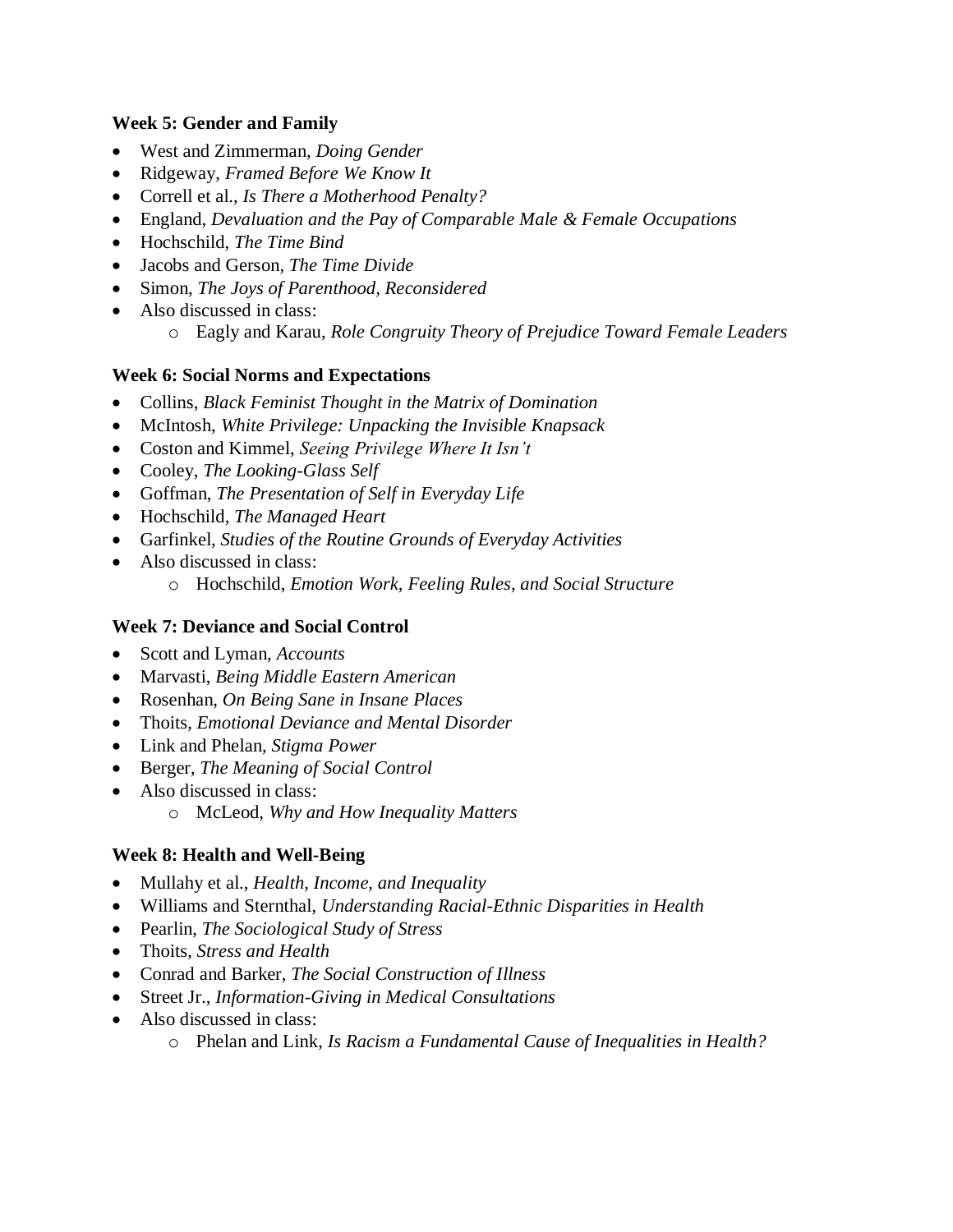**Week 5: Gender and Family**

- West and Zimmerman, *Doing Gender*
- Ridgeway, *Framed Before We Know It*
- Correll et al., *Is There a Motherhood Penalty?*
- England, *Devaluation and the Pay of Comparable Male & Female Occupations*
- Hochschild, *The Time Bind*
- Jacobs and Gerson, *The Time Divide*
- Simon, *The Joys of Parenthood, Reconsidered*
- Also discussed in class:
  - Eagly and Karau, *Role Congruity Theory of Prejudice Toward Female Leaders*

**Week 6: Social Norms and Expectations**

- Collins, *Black Feminist Thought in the Matrix of Domination*
- McIntosh, *White Privilege: Unpacking the Invisible Knapsack*
- Coston and Kimmel, *Seeing Privilege Where It Isn't*
- Cooley, *The Looking-Glass Self*
- Goffman, *The Presentation of Self in Everyday Life*
- Hochschild, *The Managed Heart*
- Garfinkel, *Studies of the Routine Grounds of Everyday Activities*
- Also discussed in class:
  - Hochschild, *Emotion Work, Feeling Rules, and Social Structure*

**Week 7: Deviance and Social Control**

- Scott and Lyman, *Accounts*
- Marvasti, *Being Middle Eastern American*
- Rosenhan, *On Being Sane in Insane Places*
- Thoits, *Emotional Deviance and Mental Disorder*
- Link and Phelan, *Stigma Power*
- Berger, *The Meaning of Social Control*
- Also discussed in class:
  - McLeod, *Why and How Inequality Matters*

**Week 8: Health and Well-Being**

- Mullahy et al., *Health, Income, and Inequality*
- Williams and Sternthal, *Understanding Racial-Ethnic Disparities in Health*
- Pearlin, *The Sociological Study of Stress*
- Thoits, *Stress and Health*
- Conrad and Barker, *The Social Construction of Illness*
- Street Jr., *Information-Giving in Medical Consultations*
- Also discussed in class:
  - Phelan and Link, *Is Racism a Fundamental Cause of Inequalities in Health?*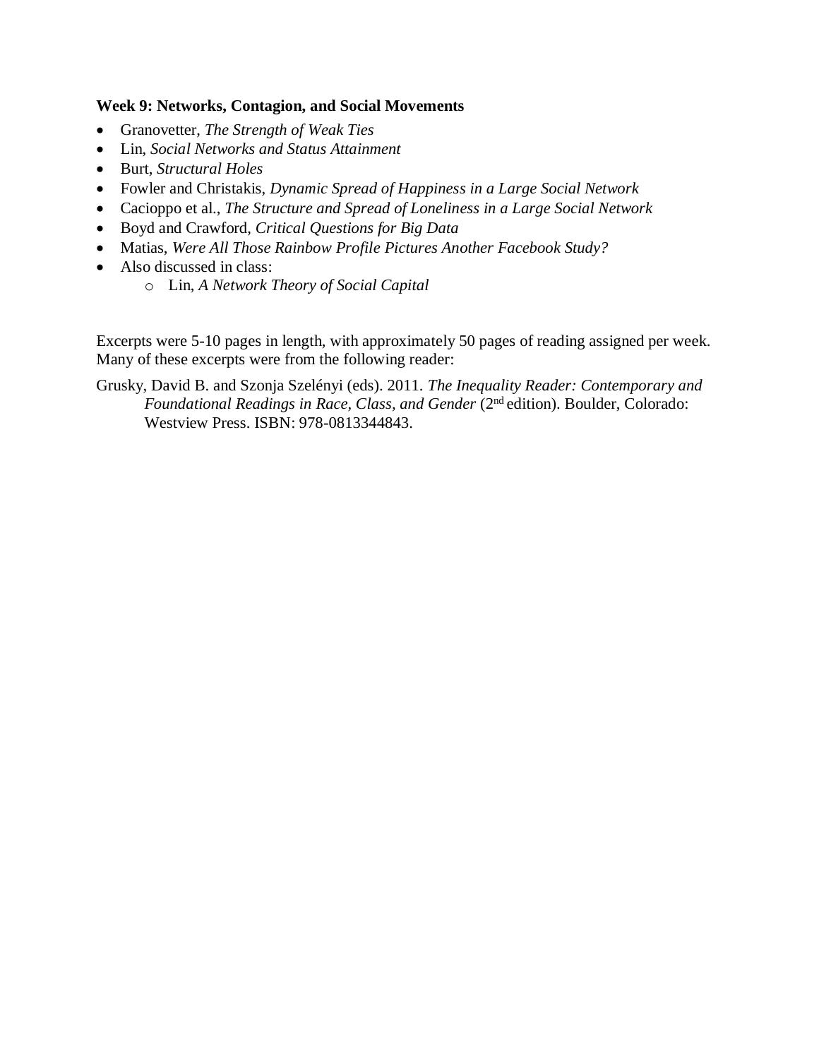**Week 9: Networks, Contagion, and Social Movements**

- Granovetter, *The Strength of Weak Ties*
- Lin, *Social Networks and Status Attainment*
- Burt, *Structural Holes*
- Fowler and Christakis, *Dynamic Spread of Happiness in a Large Social Network*
- Cacioppo et al., *The Structure and Spread of Loneliness in a Large Social Network*
- Boyd and Crawford, *Critical Questions for Big Data*
- Matias, *Were All Those Rainbow Profile Pictures Another Facebook Study?*
- Also discussed in class:
    - Lin, *A Network Theory of Social Capital*

Excerpts were 5-10 pages in length, with approximately 50 pages of reading assigned per week. Many of these excerpts were from the following reader:

Grusky, David B. and Szonja Szelényi (eds). 2011. *The Inequality Reader: Contemporary and Foundational Readings in Race, Class, and Gender* (2nd edition). Boulder, Colorado: Westview Press. ISBN: 978-0813344843.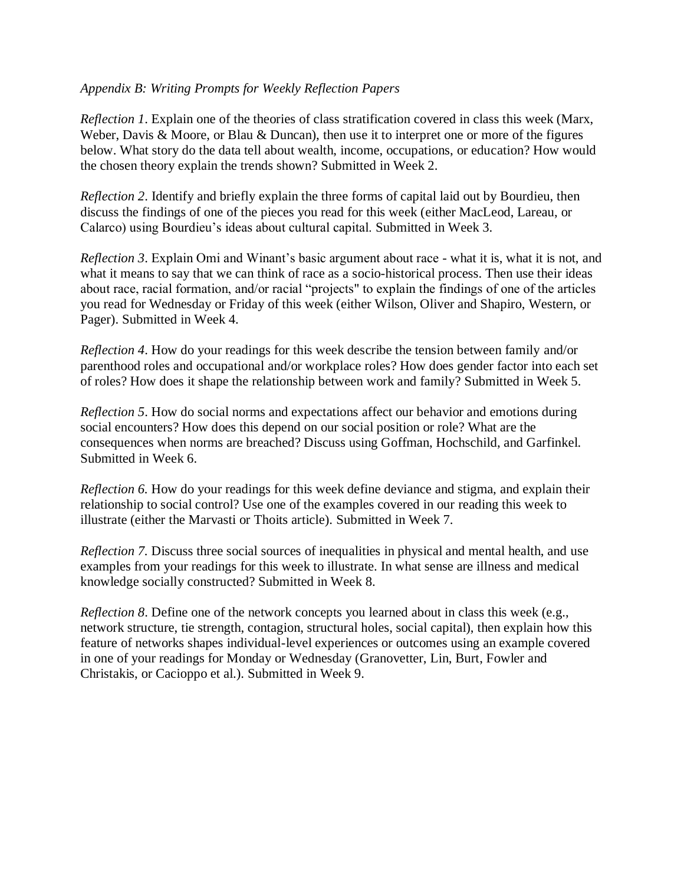*Appendix B: Writing Prompts for Weekly Reflection Papers*

*Reflection 1*. Explain one of the theories of class stratification covered in class this week (Marx, Weber, Davis & Moore, or Blau & Duncan), then use it to interpret one or more of the figures below. What story do the data tell about wealth, income, occupations, or education? How would the chosen theory explain the trends shown? Submitted in Week 2.

*Reflection 2*. Identify and briefly explain the three forms of capital laid out by Bourdieu, then discuss the findings of one of the pieces you read for this week (either MacLeod, Lareau, or Calarco) using Bourdieu's ideas about cultural capital. Submitted in Week 3.

*Reflection 3*. Explain Omi and Winant's basic argument about race - what it is, what it is not, and what it means to say that we can think of race as a socio-historical process. Then use their ideas about race, racial formation, and/or racial "projects" to explain the findings of one of the articles you read for Wednesday or Friday of this week (either Wilson, Oliver and Shapiro, Western, or Pager). Submitted in Week 4.

*Reflection 4*. How do your readings for this week describe the tension between family and/or parenthood roles and occupational and/or workplace roles? How does gender factor into each set of roles? How does it shape the relationship between work and family? Submitted in Week 5.

*Reflection 5*. How do social norms and expectations affect our behavior and emotions during social encounters? How does this depend on our social position or role? What are the consequences when norms are breached? Discuss using Goffman, Hochschild, and Garfinkel. Submitted in Week 6.

*Reflection 6.* How do your readings for this week define deviance and stigma, and explain their relationship to social control? Use one of the examples covered in our reading this week to illustrate (either the Marvasti or Thoits article). Submitted in Week 7.

*Reflection 7.* Discuss three social sources of inequalities in physical and mental health, and use examples from your readings for this week to illustrate. In what sense are illness and medical knowledge socially constructed? Submitted in Week 8.

*Reflection 8*. Define one of the network concepts you learned about in class this week (e.g., network structure, tie strength, contagion, structural holes, social capital), then explain how this feature of networks shapes individual-level experiences or outcomes using an example covered in one of your readings for Monday or Wednesday (Granovetter, Lin, Burt, Fowler and Christakis, or Cacioppo et al.). Submitted in Week 9.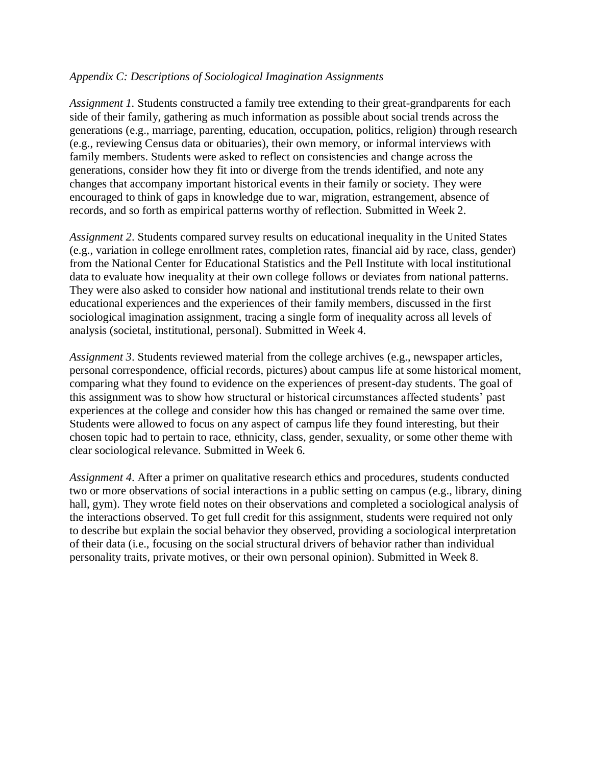*Appendix C: Descriptions of Sociological Imagination Assignments*

*Assignment 1.* Students constructed a family tree extending to their great-grandparents for each side of their family, gathering as much information as possible about social trends across the generations (e.g., marriage, parenting, education, occupation, politics, religion) through research (e.g., reviewing Census data or obituaries), their own memory, or informal interviews with family members. Students were asked to reflect on consistencies and change across the generations, consider how they fit into or diverge from the trends identified, and note any changes that accompany important historical events in their family or society. They were encouraged to think of gaps in knowledge due to war, migration, estrangement, absence of records, and so forth as empirical patterns worthy of reflection. Submitted in Week 2.

*Assignment 2*. Students compared survey results on educational inequality in the United States (e.g., variation in college enrollment rates, completion rates, financial aid by race, class, gender) from the National Center for Educational Statistics and the Pell Institute with local institutional data to evaluate how inequality at their own college follows or deviates from national patterns. They were also asked to consider how national and institutional trends relate to their own educational experiences and the experiences of their family members, discussed in the first sociological imagination assignment, tracing a single form of inequality across all levels of analysis (societal, institutional, personal). Submitted in Week 4.

*Assignment 3*. Students reviewed material from the college archives (e.g., newspaper articles, personal correspondence, official records, pictures) about campus life at some historical moment, comparing what they found to evidence on the experiences of present-day students. The goal of this assignment was to show how structural or historical circumstances affected students' past experiences at the college and consider how this has changed or remained the same over time. Students were allowed to focus on any aspect of campus life they found interesting, but their chosen topic had to pertain to race, ethnicity, class, gender, sexuality, or some other theme with clear sociological relevance. Submitted in Week 6.

*Assignment 4*. After a primer on qualitative research ethics and procedures, students conducted two or more observations of social interactions in a public setting on campus (e.g., library, dining hall, gym). They wrote field notes on their observations and completed a sociological analysis of the interactions observed. To get full credit for this assignment, students were required not only to describe but explain the social behavior they observed, providing a sociological interpretation of their data (i.e., focusing on the social structural drivers of behavior rather than individual personality traits, private motives, or their own personal opinion). Submitted in Week 8.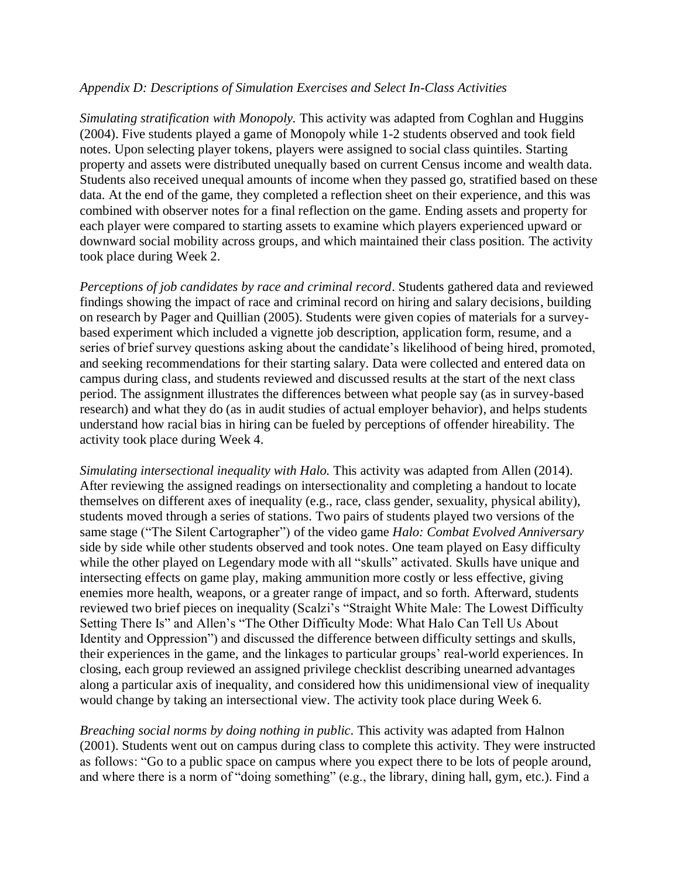*Appendix D: Descriptions of Simulation Exercises and Select In-Class Activities*

*Simulating stratification with Monopoly.* This activity was adapted from Coghlan and Huggins (2004). Five students played a game of Monopoly while 1-2 students observed and took field notes. Upon selecting player tokens, players were assigned to social class quintiles. Starting property and assets were distributed unequally based on current Census income and wealth data. Students also received unequal amounts of income when they passed go, stratified based on these data. At the end of the game, they completed a reflection sheet on their experience, and this was combined with observer notes for a final reflection on the game. Ending assets and property for each player were compared to starting assets to examine which players experienced upward or downward social mobility across groups, and which maintained their class position. The activity took place during Week 2.

*Perceptions of job candidates by race and criminal record*. Students gathered data and reviewed findings showing the impact of race and criminal record on hiring and salary decisions, building on research by Pager and Quillian (2005). Students were given copies of materials for a survey-based experiment which included a vignette job description, application form, resume, and a series of brief survey questions asking about the candidate's likelihood of being hired, promoted, and seeking recommendations for their starting salary. Data were collected and entered data on campus during class, and students reviewed and discussed results at the start of the next class period. The assignment illustrates the differences between what people say (as in survey-based research) and what they do (as in audit studies of actual employer behavior), and helps students understand how racial bias in hiring can be fueled by perceptions of offender hireability. The activity took place during Week 4.

*Simulating intersectional inequality with Halo.* This activity was adapted from Allen (2014). After reviewing the assigned readings on intersectionality and completing a handout to locate themselves on different axes of inequality (e.g., race, class gender, sexuality, physical ability), students moved through a series of stations. Two pairs of students played two versions of the same stage ("The Silent Cartographer") of the video game *Halo: Combat Evolved Anniversary* side by side while other students observed and took notes. One team played on Easy difficulty while the other played on Legendary mode with all "skulls" activated. Skulls have unique and intersecting effects on game play, making ammunition more costly or less effective, giving enemies more health, weapons, or a greater range of impact, and so forth. Afterward, students reviewed two brief pieces on inequality (Scalzi's "Straight White Male: The Lowest Difficulty Setting There Is" and Allen's "The Other Difficulty Mode: What Halo Can Tell Us About Identity and Oppression") and discussed the difference between difficulty settings and skulls, their experiences in the game, and the linkages to particular groups' real-world experiences. In closing, each group reviewed an assigned privilege checklist describing unearned advantages along a particular axis of inequality, and considered how this unidimensional view of inequality would change by taking an intersectional view. The activity took place during Week 6.

*Breaching social norms by doing nothing in public*. This activity was adapted from Halnon (2001). Students went out on campus during class to complete this activity. They were instructed as follows: "Go to a public space on campus where you expect there to be lots of people around, and where there is a norm of "doing something" (e.g., the library, dining hall, gym, etc.). Find a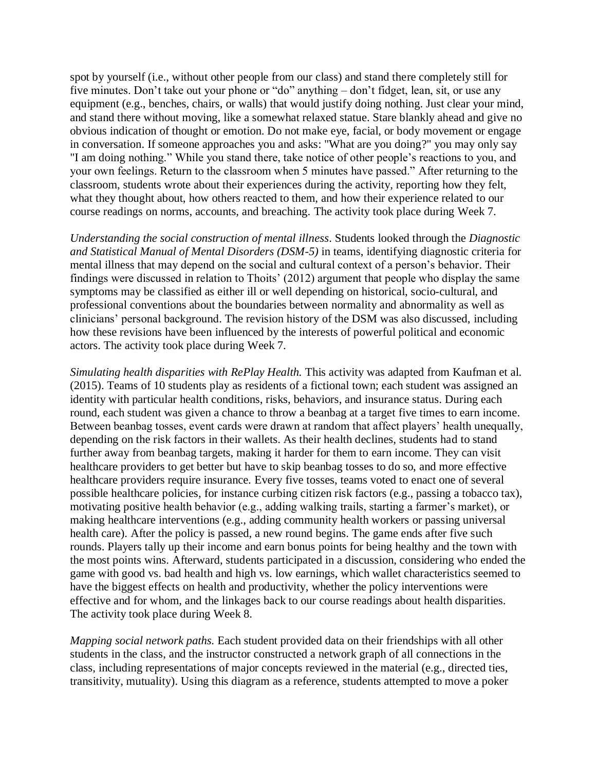spot by yourself (i.e., without other people from our class) and stand there completely still for five minutes. Don't take out your phone or "do" anything – don't fidget, lean, sit, or use any equipment (e.g., benches, chairs, or walls) that would justify doing nothing. Just clear your mind, and stand there without moving, like a somewhat relaxed statue. Stare blankly ahead and give no obvious indication of thought or emotion. Do not make eye, facial, or body movement or engage in conversation. If someone approaches you and asks: "What are you doing?" you may only say "I am doing nothing." While you stand there, take notice of other people's reactions to you, and your own feelings. Return to the classroom when 5 minutes have passed." After returning to the classroom, students wrote about their experiences during the activity, reporting how they felt, what they thought about, how others reacted to them, and how their experience related to our course readings on norms, accounts, and breaching. The activity took place during Week 7.

*Understanding the social construction of mental illness*. Students looked through the *Diagnostic and Statistical Manual of Mental Disorders (DSM-5)* in teams, identifying diagnostic criteria for mental illness that may depend on the social and cultural context of a person's behavior. Their findings were discussed in relation to Thoits' (2012) argument that people who display the same symptoms may be classified as either ill or well depending on historical, socio-cultural, and professional conventions about the boundaries between normality and abnormality as well as clinicians' personal background. The revision history of the DSM was also discussed, including how these revisions have been influenced by the interests of powerful political and economic actors. The activity took place during Week 7.

*Simulating health disparities with RePlay Health.* This activity was adapted from Kaufman et al. (2015). Teams of 10 students play as residents of a fictional town; each student was assigned an identity with particular health conditions, risks, behaviors, and insurance status. During each round, each student was given a chance to throw a beanbag at a target five times to earn income. Between beanbag tosses, event cards were drawn at random that affect players' health unequally, depending on the risk factors in their wallets. As their health declines, students had to stand further away from beanbag targets, making it harder for them to earn income. They can visit healthcare providers to get better but have to skip beanbag tosses to do so, and more effective healthcare providers require insurance. Every five tosses, teams voted to enact one of several possible healthcare policies, for instance curbing citizen risk factors (e.g., passing a tobacco tax), motivating positive health behavior (e.g., adding walking trails, starting a farmer's market), or making healthcare interventions (e.g., adding community health workers or passing universal health care). After the policy is passed, a new round begins. The game ends after five such rounds. Players tally up their income and earn bonus points for being healthy and the town with the most points wins. Afterward, students participated in a discussion, considering who ended the game with good vs. bad health and high vs. low earnings, which wallet characteristics seemed to have the biggest effects on health and productivity, whether the policy interventions were effective and for whom, and the linkages back to our course readings about health disparities. The activity took place during Week 8.

*Mapping social network paths.* Each student provided data on their friendships with all other students in the class, and the instructor constructed a network graph of all connections in the class, including representations of major concepts reviewed in the material (e.g., directed ties, transitivity, mutuality). Using this diagram as a reference, students attempted to move a poker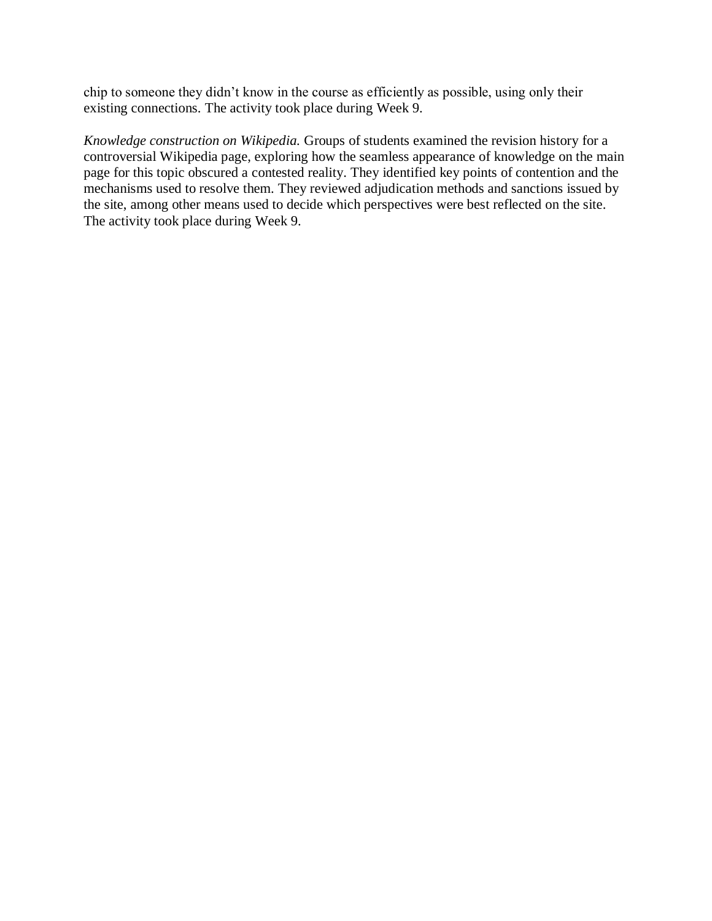chip to someone they didn't know in the course as efficiently as possible, using only their existing connections. The activity took place during Week 9.

*Knowledge construction on Wikipedia.* Groups of students examined the revision history for a controversial Wikipedia page, exploring how the seamless appearance of knowledge on the main page for this topic obscured a contested reality. They identified key points of contention and the mechanisms used to resolve them. They reviewed adjudication methods and sanctions issued by the site, among other means used to decide which perspectives were best reflected on the site. The activity took place during Week 9.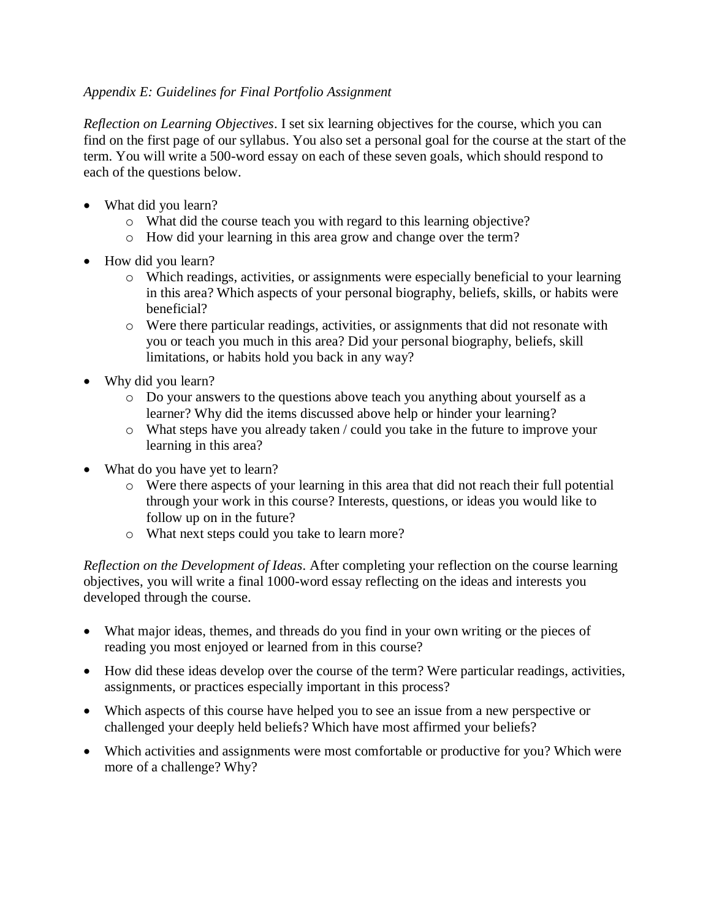*Appendix E: Guidelines for Final Portfolio Assignment*

*Reflection on Learning Objectives*. I set six learning objectives for the course, which you can find on the first page of our syllabus. You also set a personal goal for the course at the start of the term. You will write a 500-word essay on each of these seven goals, which should respond to each of the questions below.

- What did you learn?
  - What did the course teach you with regard to this learning objective?
  - How did your learning in this area grow and change over the term?
- How did you learn?
  - Which readings, activities, or assignments were especially beneficial to your learning in this area? Which aspects of your personal biography, beliefs, skills, or habits were beneficial?
  - Were there particular readings, activities, or assignments that did not resonate with you or teach you much in this area? Did your personal biography, beliefs, skill limitations, or habits hold you back in any way?
- Why did you learn?
  - Do your answers to the questions above teach you anything about yourself as a learner? Why did the items discussed above help or hinder your learning?
  - What steps have you already taken / could you take in the future to improve your learning in this area?
- What do you have yet to learn?
  - Were there aspects of your learning in this area that did not reach their full potential through your work in this course? Interests, questions, or ideas you would like to follow up on in the future?
  - What next steps could you take to learn more?

*Reflection on the Development of Ideas*. After completing your reflection on the course learning objectives, you will write a final 1000-word essay reflecting on the ideas and interests you developed through the course.

- What major ideas, themes, and threads do you find in your own writing or the pieces of reading you most enjoyed or learned from in this course?
- How did these ideas develop over the course of the term? Were particular readings, activities, assignments, or practices especially important in this process?
- Which aspects of this course have helped you to see an issue from a new perspective or challenged your deeply held beliefs? Which have most affirmed your beliefs?
- Which activities and assignments were most comfortable or productive for you? Which were more of a challenge? Why?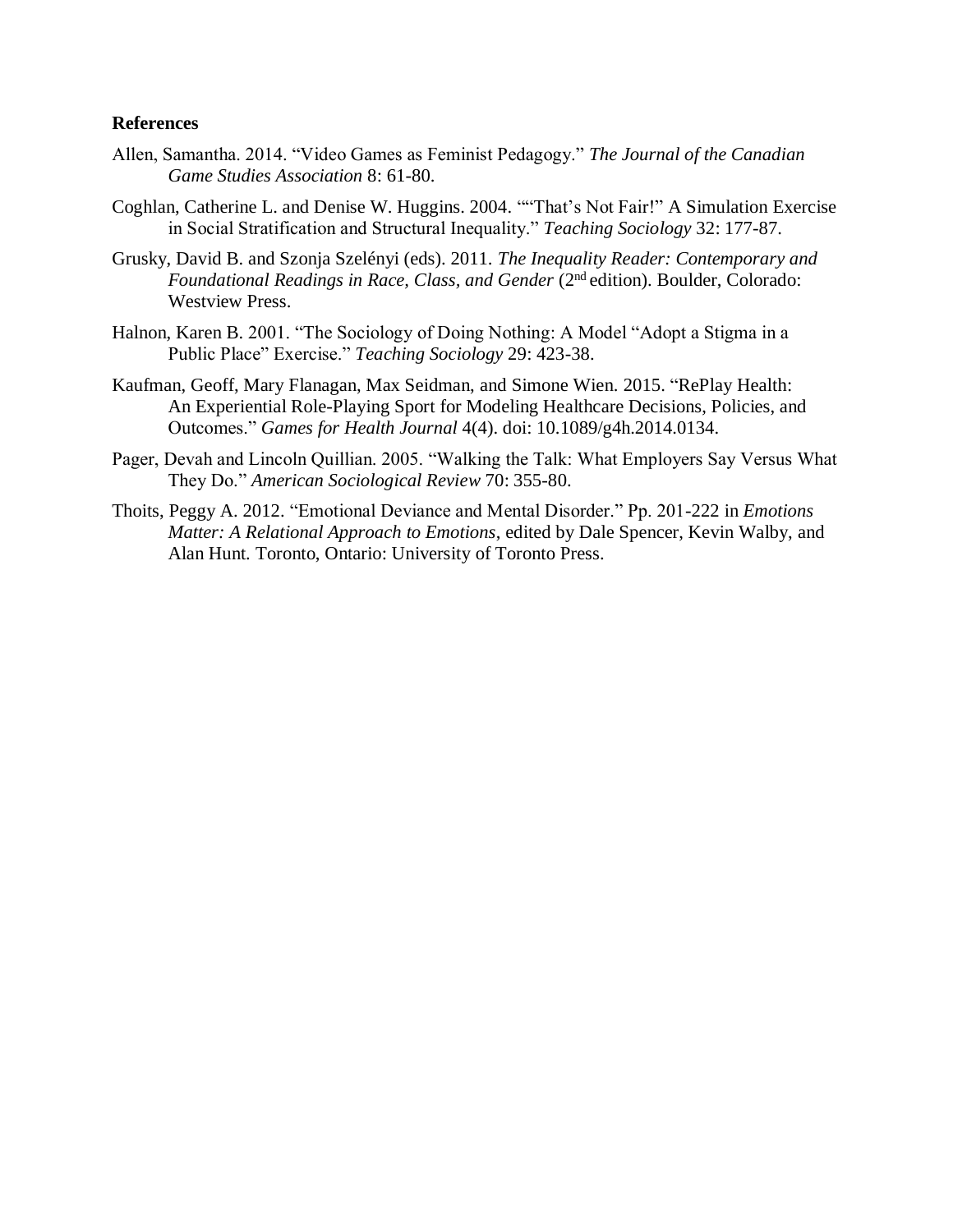**References**

Allen, Samantha. 2014. "Video Games as Feminist Pedagogy." *The Journal of the Canadian Game Studies Association* 8: 61-80.

Coghlan, Catherine L. and Denise W. Huggins. 2004. ""That's Not Fair!" A Simulation Exercise in Social Stratification and Structural Inequality." *Teaching Sociology* 32: 177-87.

Grusky, David B. and Szonja Szelényi (eds). 2011. *The Inequality Reader: Contemporary and Foundational Readings in Race, Class, and Gender* (2nd edition). Boulder, Colorado: Westview Press.

Halnon, Karen B. 2001. "The Sociology of Doing Nothing: A Model "Adopt a Stigma in a Public Place" Exercise." *Teaching Sociology* 29: 423-38.

Kaufman, Geoff, Mary Flanagan, Max Seidman, and Simone Wien. 2015. "RePlay Health: An Experiential Role-Playing Sport for Modeling Healthcare Decisions, Policies, and Outcomes." *Games for Health Journal* 4(4). doi: 10.1089/g4h.2014.0134.

Pager, Devah and Lincoln Quillian. 2005. "Walking the Talk: What Employers Say Versus What They Do." *American Sociological Review* 70: 355-80.

Thoits, Peggy A. 2012. "Emotional Deviance and Mental Disorder." Pp. 201-222 in *Emotions Matter: A Relational Approach to Emotions*, edited by Dale Spencer, Kevin Walby, and Alan Hunt. Toronto, Ontario: University of Toronto Press.